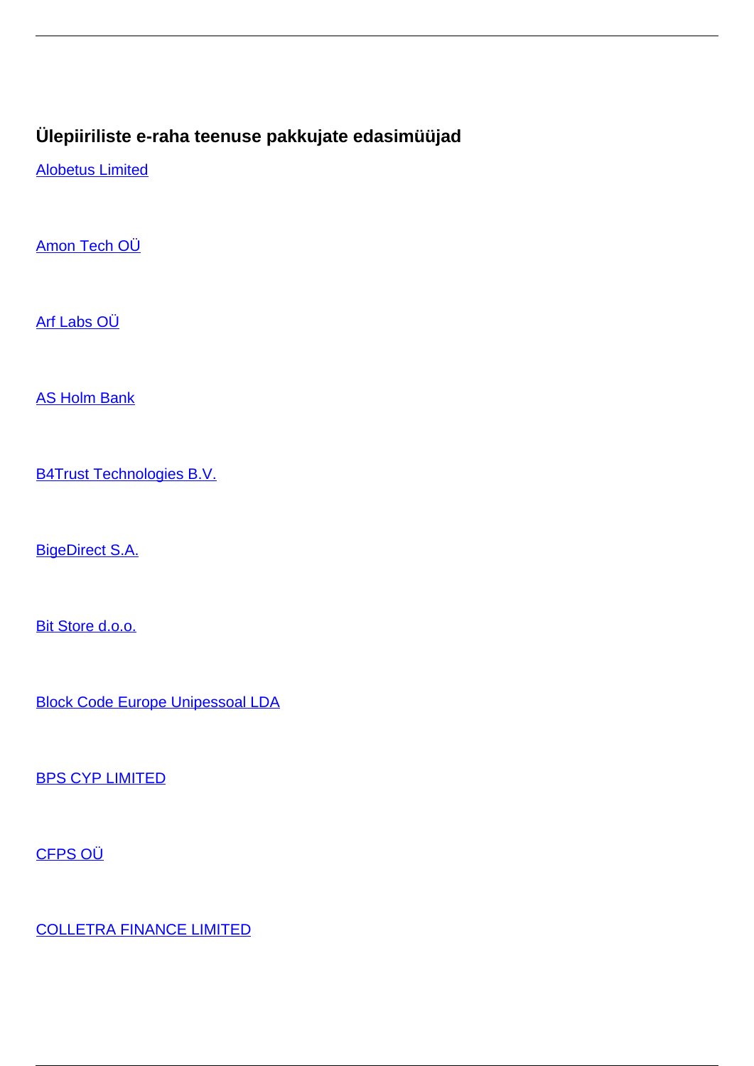## Ülepiiriliste e-raha teenuse pakkujate edasimüüjad

Alobetus Limited

Amon Tech OÜ

Arf Labs OÜ

AS Holm Bank

B4Trust Technologies B.V.

BigeDirect S.A.

Bit Store d.o.o.

Block Code Europe Unipessoal LDA

BPS CYP LIMITED

CFPS OÜ

COLLETRA FINANCE LIMITED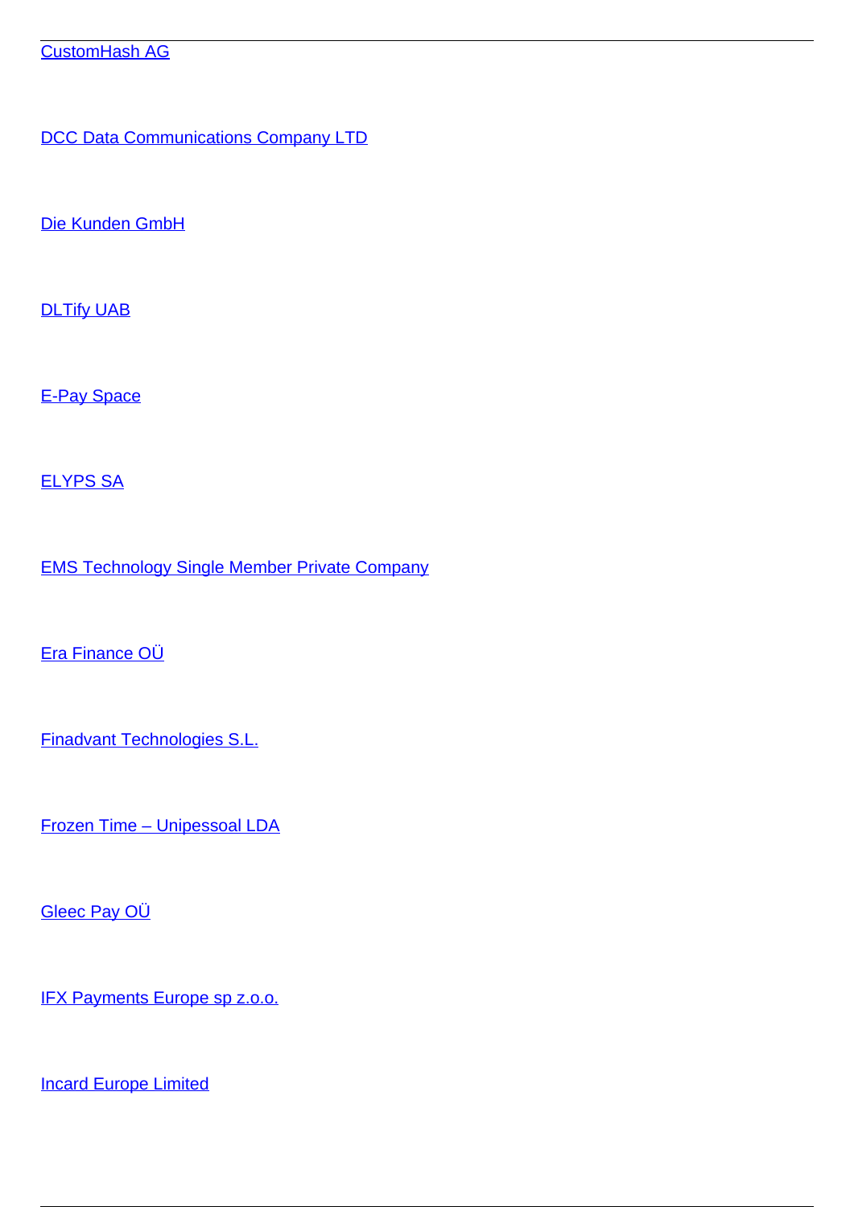[CustomHash AG]

[DCC Data Communications Company LTD]

[Die Kunden GmbH]

[DLTify UAB]

[E-Pay Space]

[ELYPS SA]

[EMS Technology Single Member Private Company]

[Era Finance OÜ]

[Finadvant Technologies S.L.]

[Frozen Time – Unipessoal LDA]

[Gleec Pay OÜ]

[IFX Payments Europe sp z.o.o.]

[Incard Europe Limited]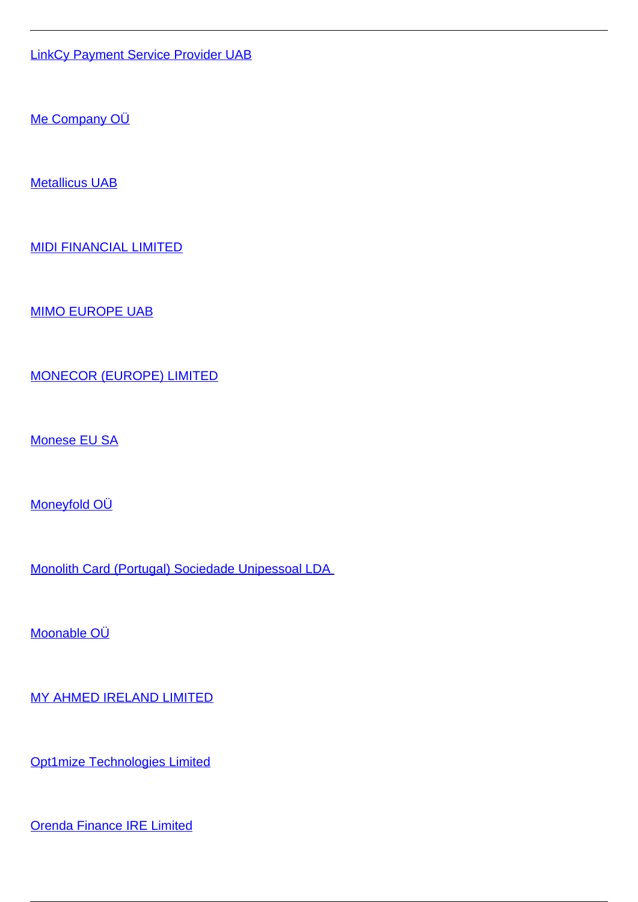LinkCy Payment Service Provider UAB

Me Company OÜ

Metallicus UAB

MIDI FINANCIAL LIMITED

MIMO EUROPE UAB

MONECOR (EUROPE) LIMITED

Monese EU SA

Moneyfold OÜ

Monolith Card (Portugal) Sociedade Unipessoal LDA

Moonable OÜ

MY AHMED IRELAND LIMITED

Opt1mize Technologies Limited

Orenda Finance IRE Limited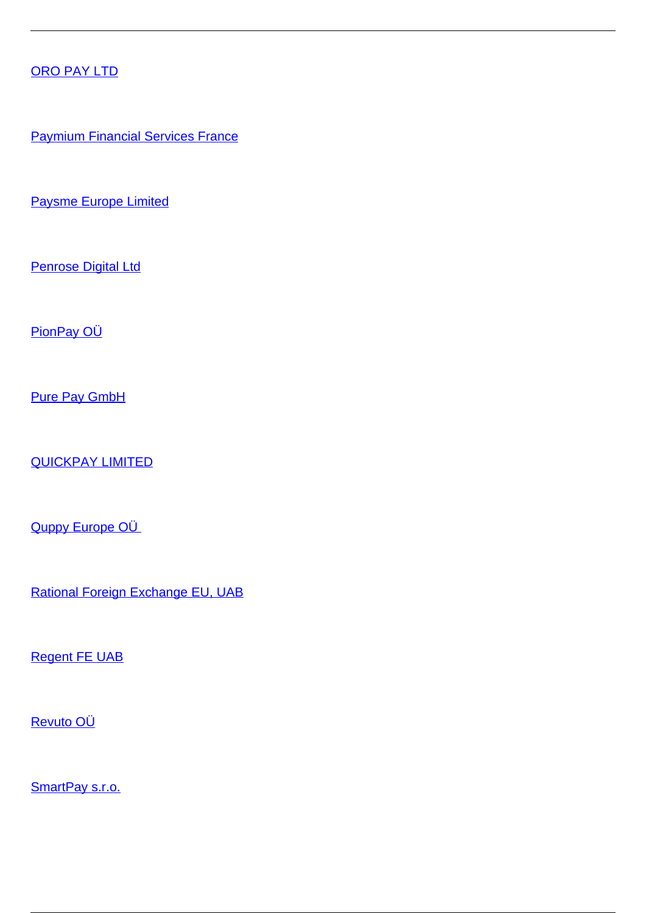ORO PAY LTD

Paymium Financial Services France

Paysme Europe Limited

Penrose Digital Ltd

PionPay OÜ

Pure Pay GmbH

QUICKPAY LIMITED

Quppy Europe OÜ

Rational Foreign Exchange EU, UAB

Regent FE UAB

Revuto OÜ

SmartPay s.r.o.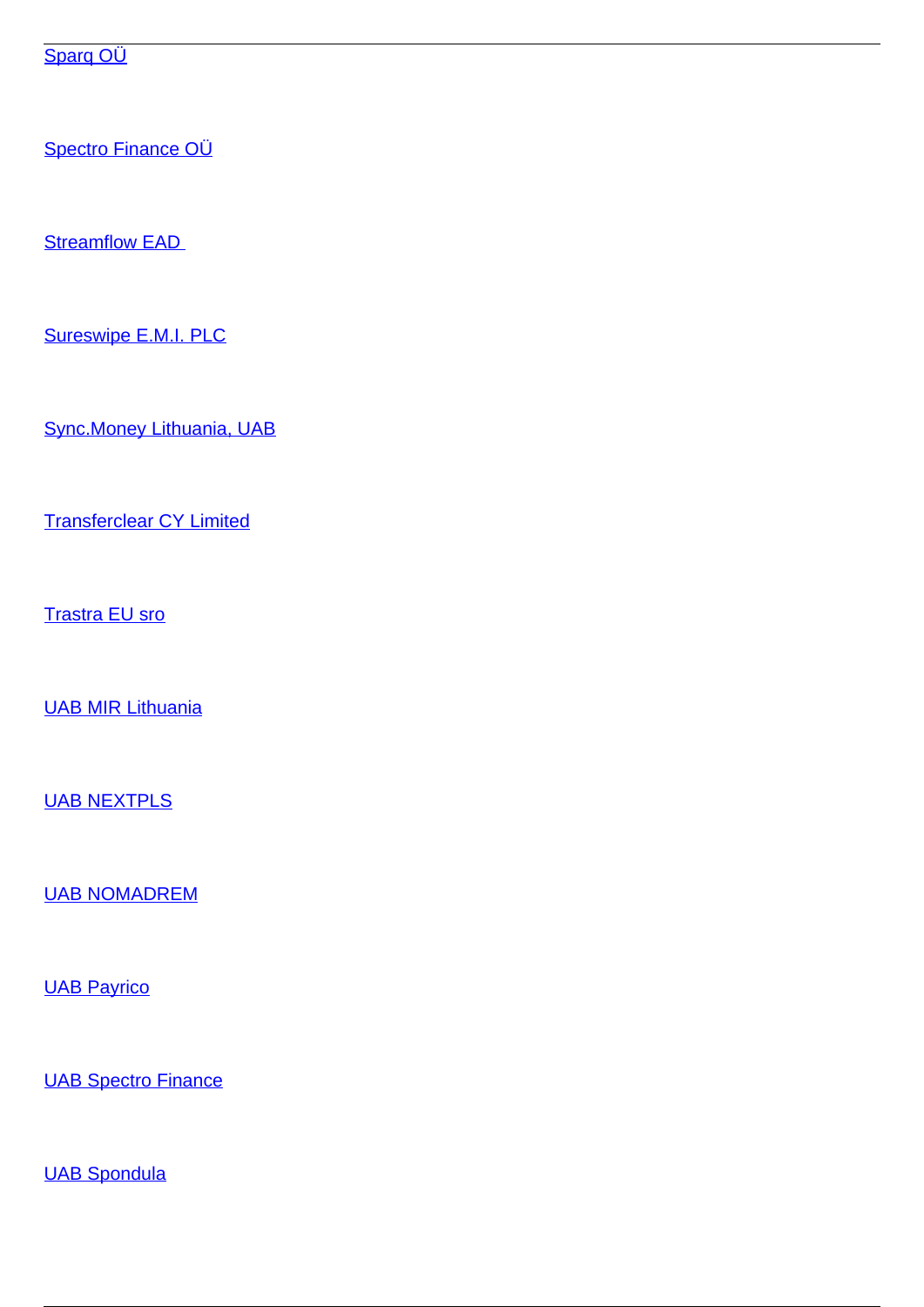Sparq OÜ

Spectro Finance OÜ

Streamflow EAD

Sureswipe E.M.I. PLC

Sync.Money Lithuania, UAB

Transferclear CY Limited

Trastra EU sro

UAB MIR Lithuania

UAB NEXTPLS

UAB NOMADREM

UAB Payrico

UAB Spectro Finance

UAB Spondula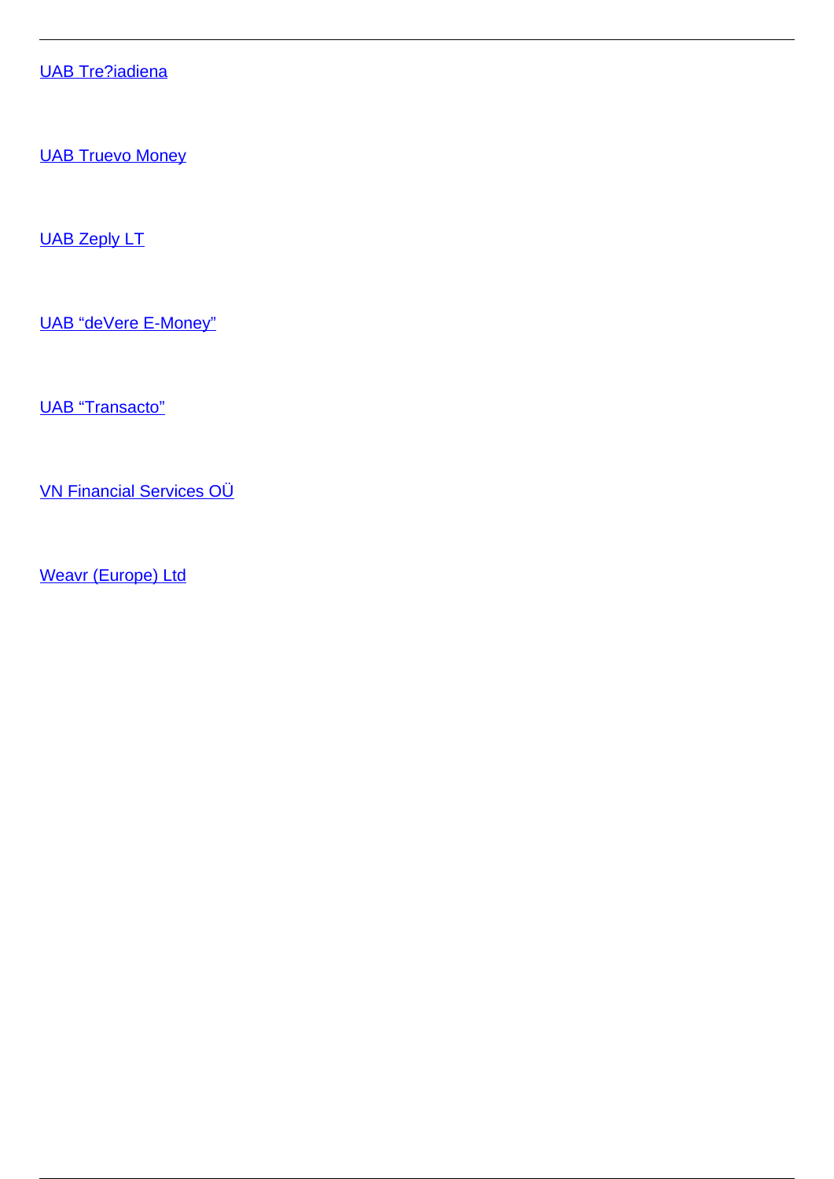UAB Tre?iadiena

UAB Truevo Money

UAB Zeply LT

UAB “deVere E-Money”

UAB “Transacto”

VN Financial Services OÜ

Weavr (Europe) Ltd